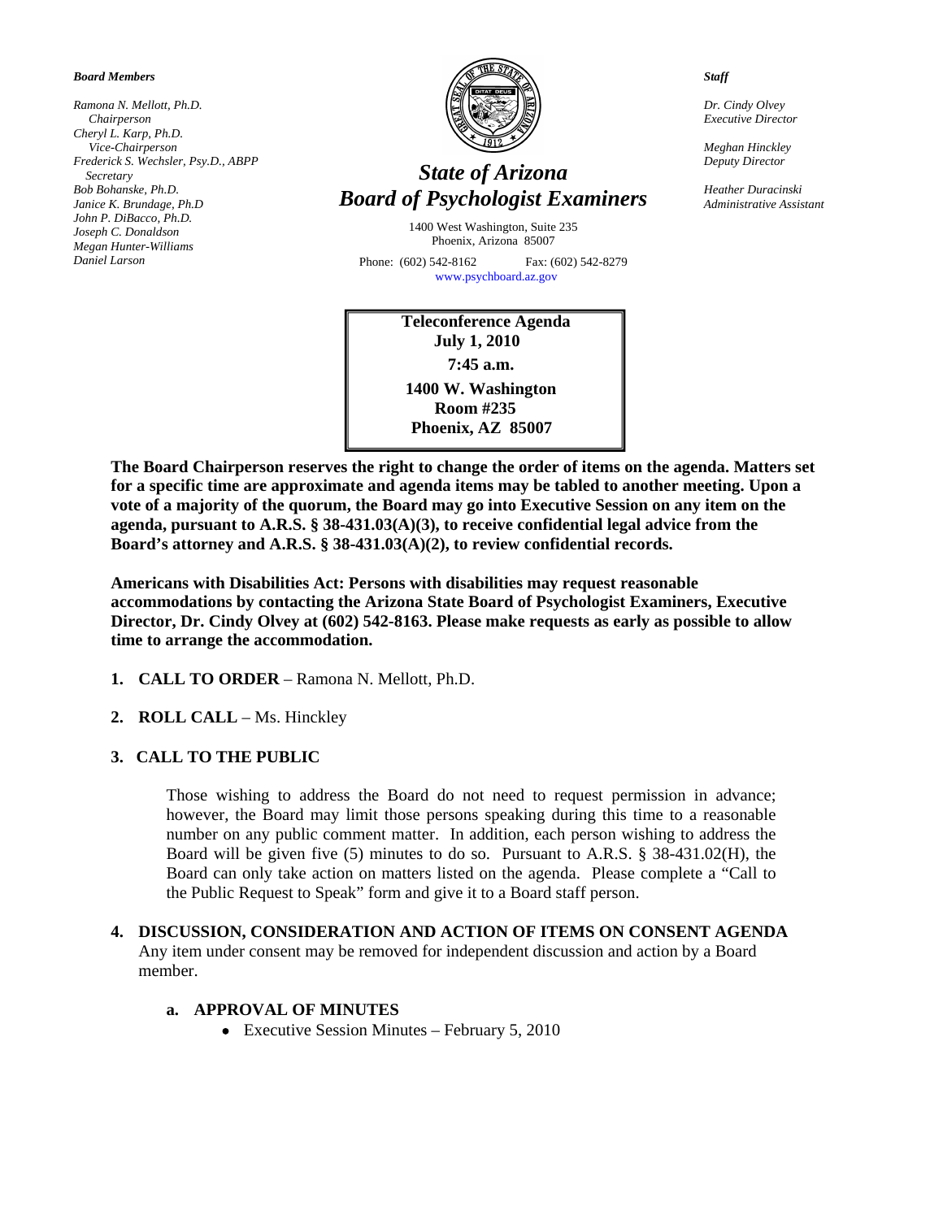*Board Members*

*Ramona N. Mellott, Ph.D.*
*Chairperson*
*Cheryl L. Karp, Ph.D.*
*Vice-Chairperson*
*Frederick S. Wechsler, Psy.D., ABPP*
*Secretary*
*Bob Bohanske, Ph.D.*
*Janice K. Brundage, Ph.D*
*John P. DiBacco, Ph.D.*
*Joseph C. Donaldson*
*Megan Hunter-Williams*
*Daniel Larson*

# *State of Arizona*
# *Board of Psychologist Examiners*

1400 West Washington, Suite 235
Phoenix, Arizona 85007

Phone: (602) 542-8162 Fax: (602) 542-8279
www.psychboard.az.gov

*Staff*

*Dr. Cindy Olvey*
*Executive Director*

*Meghan Hinckley*
*Deputy Director*

*Heather Duracinski*
*Administrative Assistant*

**Teleconference Agenda**
**July 1, 2010**
**7:45 a.m.**
**1400 W. Washington**
**Room #235**
**Phoenix, AZ 85007**

**The Board Chairperson reserves the right to change the order of items on the agenda. Matters set for a specific time are approximate and agenda items may be tabled to another meeting. Upon a vote of a majority of the quorum, the Board may go into Executive Session on any item on the agenda, pursuant to A.R.S. § 38-431.03(A)(3), to receive confidential legal advice from the Board's attorney and A.R.S. § 38-431.03(A)(2), to review confidential records.**

**Americans with Disabilities Act: Persons with disabilities may request reasonable accommodations by contacting the Arizona State Board of Psychologist Examiners, Executive Director, Dr. Cindy Olvey at (602) 542-8163. Please make requests as early as possible to allow time to arrange the accommodation.**

1. **CALL TO ORDER** – Ramona N. Mellott, Ph.D.

2. **ROLL CALL** – Ms. Hinckley

3. **CALL TO THE PUBLIC**

   Those wishing to address the Board do not need to request permission in advance; however, the Board may limit those persons speaking during this time to a reasonable number on any public comment matter. In addition, each person wishing to address the Board will be given five (5) minutes to do so. Pursuant to A.R.S. § 38-431.02(H), the Board can only take action on matters listed on the agenda. Please complete a "Call to the Public Request to Speak" form and give it to a Board staff person.

4. **DISCUSSION, CONSIDERATION AND ACTION OF ITEMS ON CONSENT AGENDA**
   Any item under consent may be removed for independent discussion and action by a Board member.

   a. **APPROVAL OF MINUTES**
      - Executive Session Minutes – February 5, 2010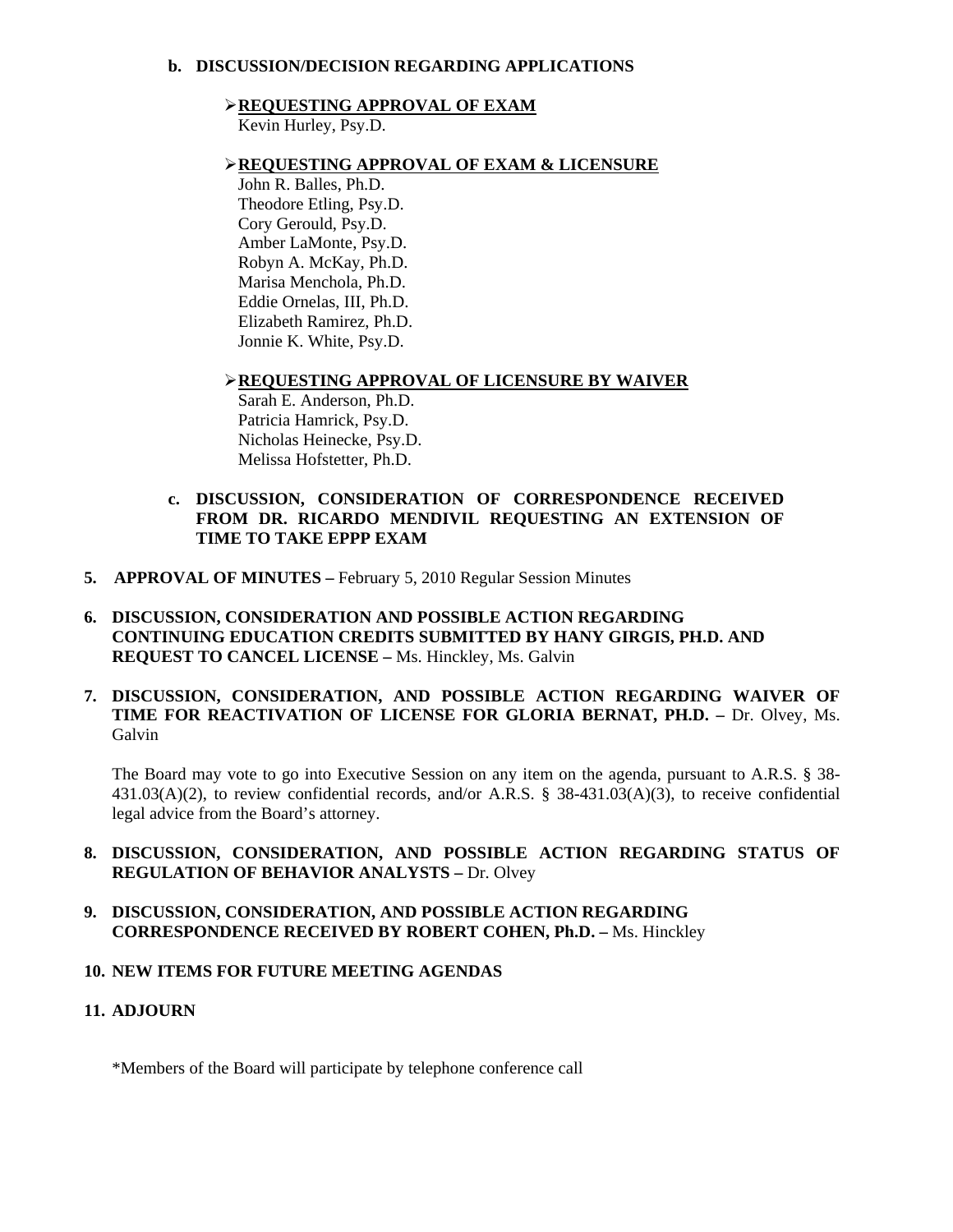b. **DISCUSSION/DECISION REGARDING APPLICATIONS**

- **<u>REQUESTING APPROVAL OF EXAM</u>**
  Kevin Hurley, Psy.D.

- **<u>REQUESTING APPROVAL OF EXAM & LICENSURE</u>**
  John R. Balles, Ph.D.
  Theodore Etling, Psy.D.
  Cory Gerould, Psy.D.
  Amber LaMonte, Psy.D.
  Robyn A. McKay, Ph.D.
  Marisa Menchola, Ph.D.
  Eddie Ornelas, III, Ph.D.
  Elizabeth Ramirez, Ph.D.
  Jonnie K. White, Psy.D.

- **<u>REQUESTING APPROVAL OF LICENSURE BY WAIVER</u>**
  Sarah E. Anderson, Ph.D.
  Patricia Hamrick, Psy.D.
  Nicholas Heinecke, Psy.D.
  Melissa Hofstetter, Ph.D.

c. **DISCUSSION, CONSIDERATION OF CORRESPONDENCE RECEIVED FROM DR. RICARDO MENDIVIL REQUESTING AN EXTENSION OF TIME TO TAKE EPPP EXAM**

5. **APPROVAL OF MINUTES –** February 5, 2010 Regular Session Minutes

6. **DISCUSSION, CONSIDERATION AND POSSIBLE ACTION REGARDING CONTINUING EDUCATION CREDITS SUBMITTED BY HANY GIRGIS, PH.D. AND REQUEST TO CANCEL LICENSE –** Ms. Hinckley, Ms. Galvin

7. **DISCUSSION, CONSIDERATION, AND POSSIBLE ACTION REGARDING WAIVER OF TIME FOR REACTIVATION OF LICENSE FOR GLORIA BERNAT, PH.D. –** Dr. Olvey, Ms. Galvin

   The Board may vote to go into Executive Session on any item on the agenda, pursuant to A.R.S. § 38-431.03(A)(2), to review confidential records, and/or A.R.S. § 38-431.03(A)(3), to receive confidential legal advice from the Board's attorney.

8. **DISCUSSION, CONSIDERATION, AND POSSIBLE ACTION REGARDING STATUS OF REGULATION OF BEHAVIOR ANALYSTS –** Dr. Olvey

9. **DISCUSSION, CONSIDERATION, AND POSSIBLE ACTION REGARDING CORRESPONDENCE RECEIVED BY ROBERT COHEN, Ph.D. –** Ms. Hinckley

10. **NEW ITEMS FOR FUTURE MEETING AGENDAS**

11. **ADJOURN**

*Members of the Board will participate by telephone conference call